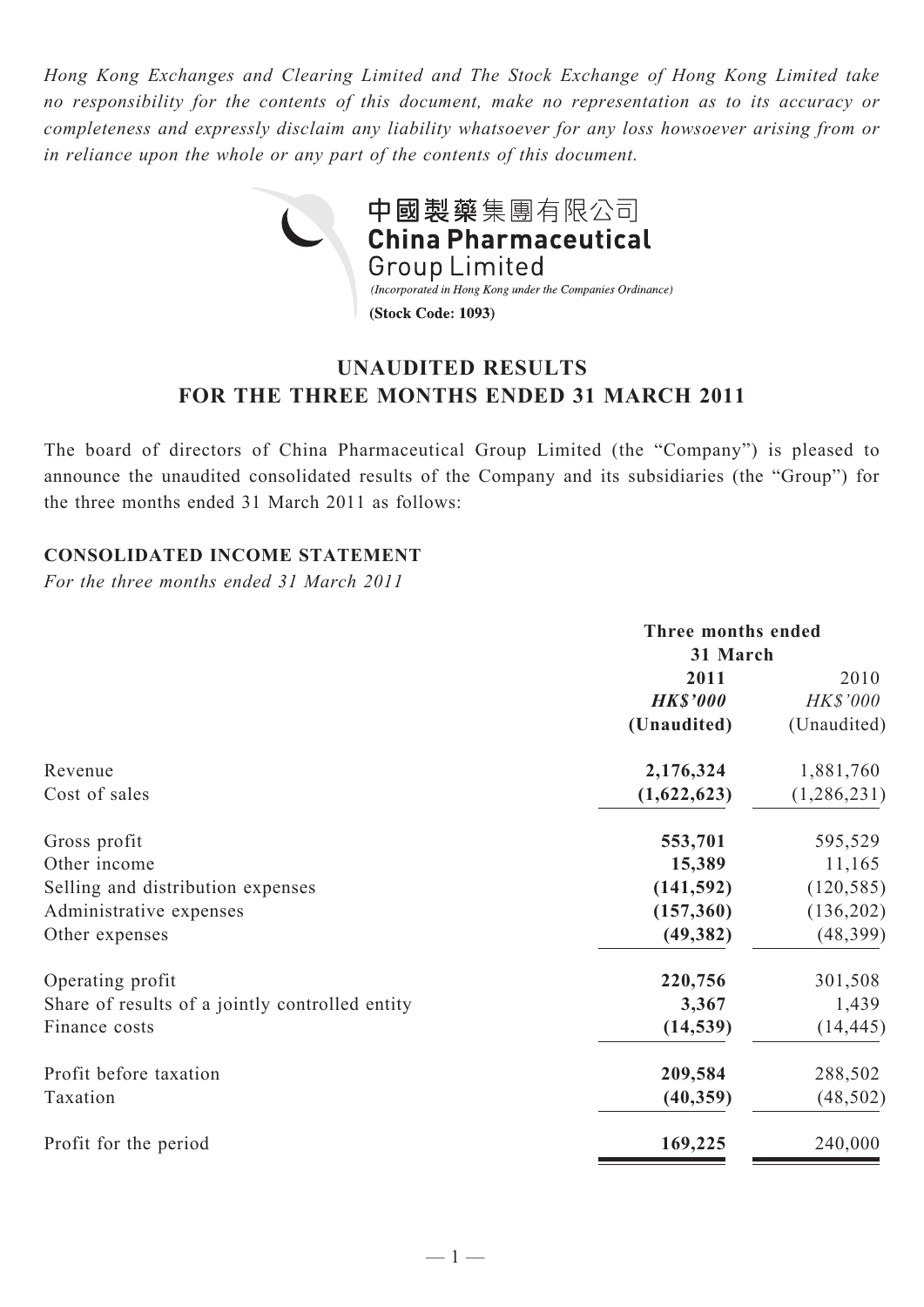*Hong Kong Exchanges and Clearing Limited and The Stock Exchange of Hong Kong Limited take no responsibility for the contents of this document, make no representation as to its accuracy or completeness and expressly disclaim any liability whatsoever for any loss howsoever arising from or in reliance upon the whole or any part of the contents of this document.*

中國製藥集團有限公司
**China Pharmaceutical Group Limited**
*(Incorporated in Hong Kong under the Companies Ordinance)*
**(Stock Code: 1093)**

# UNAUDITED RESULTS FOR THE THREE MONTHS ENDED 31 MARCH 2011

The board of directors of China Pharmaceutical Group Limited (the "Company") is pleased to announce the unaudited consolidated results of the Company and its subsidiaries (the "Group") for the three months ended 31 March 2011 as follows:

## CONSOLIDATED INCOME STATEMENT

*For the three months ended 31 March 2011*

| | Three months ended 31 March | |
|---|---|---|
| | **2011** | 2010 |
| | ***HK$'000*** | *HK$'000* |
| | **(Unaudited)** | (Unaudited) |
| Revenue | **2,176,324** | 1,881,760 |
| Cost of sales | **(1,622,623)** | (1,286,231) |
| Gross profit | **553,701** | 595,529 |
| Other income | **15,389** | 11,165 |
| Selling and distribution expenses | **(141,592)** | (120,585) |
| Administrative expenses | **(157,360)** | (136,202) |
| Other expenses | **(49,382)** | (48,399) |
| Operating profit | **220,756** | 301,508 |
| Share of results of a jointly controlled entity | **3,367** | 1,439 |
| Finance costs | **(14,539)** | (14,445) |
| Profit before taxation | **209,584** | 288,502 |
| Taxation | **(40,359)** | (48,502) |
| Profit for the period | **169,225** | 240,000 |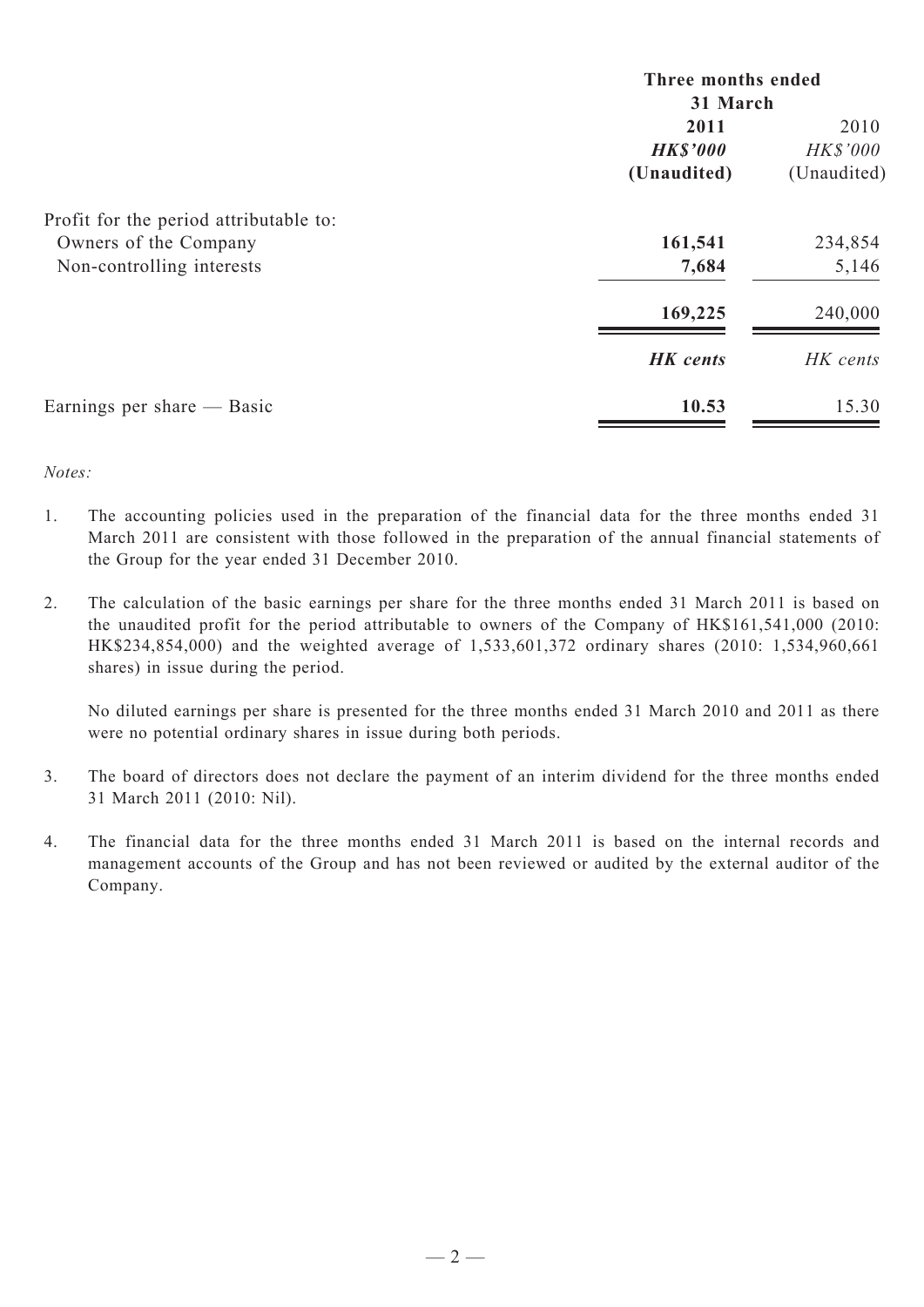| | Three months ended 31 March | |
|---|---|---|
| | **2011** | 2010 |
| | ***HK$'000*** | *HK$'000* |
| | **(Unaudited)** | (Unaudited) |
| Profit for the period attributable to: | | |
| Owners of the Company | **161,541** | 234,854 |
| Non-controlling interests | **7,684** | 5,146 |
| | **169,225** | 240,000 |
| | ***HK cents*** | *HK cents* |
| Earnings per share — Basic | **10.53** | 15.30 |

*Notes:*

1. The accounting policies used in the preparation of the financial data for the three months ended 31 March 2011 are consistent with those followed in the preparation of the annual financial statements of the Group for the year ended 31 December 2010.

2. The calculation of the basic earnings per share for the three months ended 31 March 2011 is based on the unaudited profit for the period attributable to owners of the Company of HK$161,541,000 (2010: HK$234,854,000) and the weighted average of 1,533,601,372 ordinary shares (2010: 1,534,960,661 shares) in issue during the period.

   No diluted earnings per share is presented for the three months ended 31 March 2010 and 2011 as there were no potential ordinary shares in issue during both periods.

3. The board of directors does not declare the payment of an interim dividend for the three months ended 31 March 2011 (2010: Nil).

4. The financial data for the three months ended 31 March 2011 is based on the internal records and management accounts of the Group and has not been reviewed or audited by the external auditor of the Company.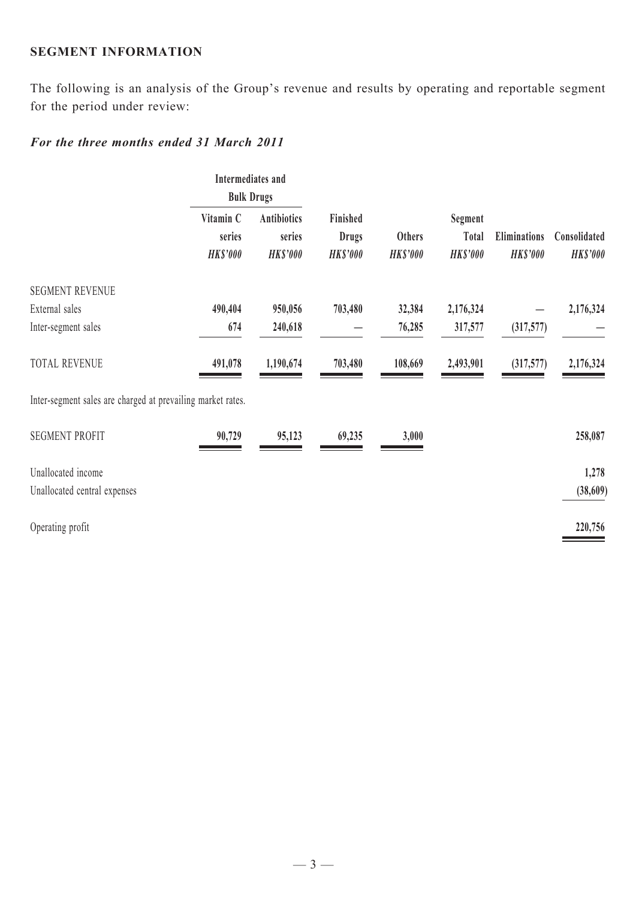## SEGMENT INFORMATION

The following is an analysis of the Group's revenue and results by operating and reportable segment for the period under review:

### *For the three months ended 31 March 2011*

| | Intermediates and Bulk Drugs | | | | | | |
|---|---|---|---|---|---|---|---|
| | Vitamin C series *HK$'000* | Antibiotics series *HK$'000* | Finished Drugs *HK$'000* | Others *HK$'000* | Segment Total *HK$'000* | Eliminations *HK$'000* | Consolidated *HK$'000* |
| SEGMENT REVENUE | | | | | | | |
| External sales | **490,404** | **950,056** | **703,480** | **32,384** | **2,176,324** | **—** | **2,176,324** |
| Inter-segment sales | **674** | **240,618** | **—** | **76,285** | **317,577** | **(317,577)** | **—** |
| TOTAL REVENUE | **491,078** | **1,190,674** | **703,480** | **108,669** | **2,493,901** | **(317,577)** | **2,176,324** |

Inter-segment sales are charged at prevailing market rates.

| | Vitamin C series | Antibiotics series | Finished Drugs | Others | | | Consolidated |
|---|---|---|---|---|---|---|---|
| SEGMENT PROFIT | **90,729** | **95,123** | **69,235** | **3,000** | | | **258,087** |
| Unallocated income | | | | | | | **1,278** |
| Unallocated central expenses | | | | | | | **(38,609)** |
| Operating profit | | | | | | | **220,756** |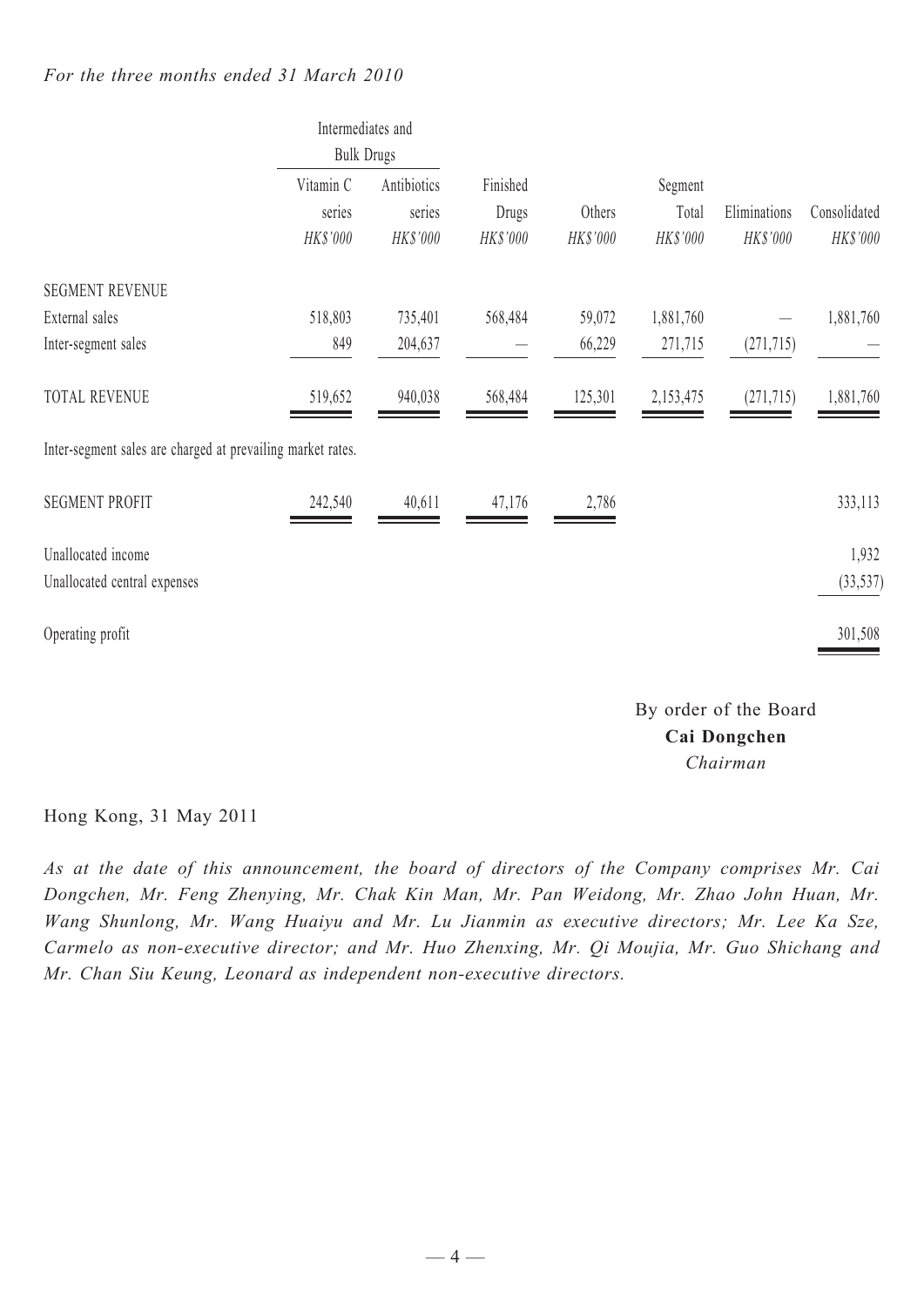*For the three months ended 31 March 2010*

| | Intermediates and Bulk Drugs | | | | | | |
|---|---|---|---|---|---|---|---|
| | Vitamin C series *HK$'000* | Antibiotics series *HK$'000* | Finished Drugs *HK$'000* | Others *HK$'000* | Segment Total *HK$'000* | Eliminations *HK$'000* | Consolidated *HK$'000* |
| SEGMENT REVENUE | | | | | | | |
| External sales | 518,803 | 735,401 | 568,484 | 59,072 | 1,881,760 | — | 1,881,760 |
| Inter-segment sales | 849 | 204,637 | — | 66,229 | 271,715 | (271,715) | — |
| TOTAL REVENUE | 519,652 | 940,038 | 568,484 | 125,301 | 2,153,475 | (271,715) | 1,881,760 |

Inter-segment sales are charged at prevailing market rates.

| | Vitamin C series | Antibiotics series | Finished Drugs | Others | Segment Total | Eliminations | Consolidated |
|---|---|---|---|---|---|---|---|
| SEGMENT PROFIT | 242,540 | 40,611 | 47,176 | 2,786 | | | 333,113 |
| Unallocated income | | | | | | | 1,932 |
| Unallocated central expenses | | | | | | | (33,537) |
| Operating profit | | | | | | | 301,508 |

By order of the Board
**Cai Dongchen**
*Chairman*

Hong Kong, 31 May 2011

*As at the date of this announcement, the board of directors of the Company comprises Mr. Cai Dongchen, Mr. Feng Zhenying, Mr. Chak Kin Man, Mr. Pan Weidong, Mr. Zhao John Huan, Mr. Wang Shunlong, Mr. Wang Huaiyu and Mr. Lu Jianmin as executive directors; Mr. Lee Ka Sze, Carmelo as non-executive director; and Mr. Huo Zhenxing, Mr. Qi Moujia, Mr. Guo Shichang and Mr. Chan Siu Keung, Leonard as independent non-executive directors.*